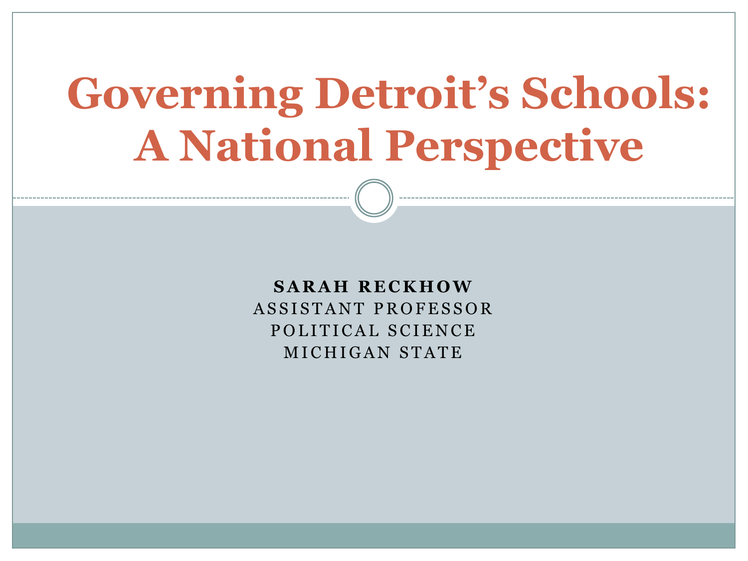# Governing Detroit's Schools: A National Perspective

**SARAH RECKHOW**

ASSISTANT PROFESSOR

POLITICAL SCIENCE

MICHIGAN STATE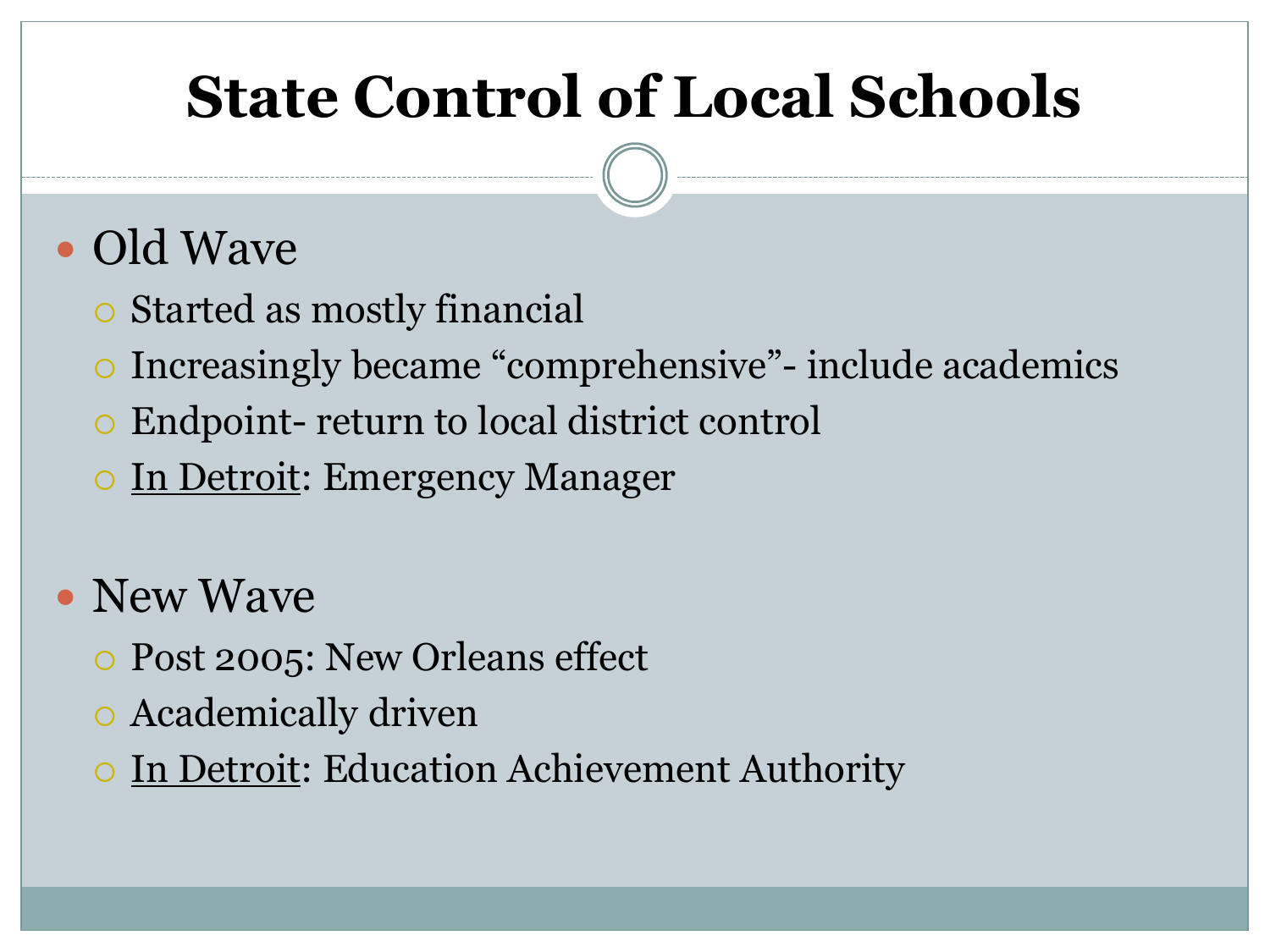# State Control of Local Schools

- Old Wave
  - Started as mostly financial
  - Increasingly became “comprehensive”- include academics
  - Endpoint- return to local district control
  - <u>In Detroit</u>: Emergency Manager

- New Wave
  - Post 2005: New Orleans effect
  - Academically driven
  - <u>In Detroit</u>: Education Achievement Authority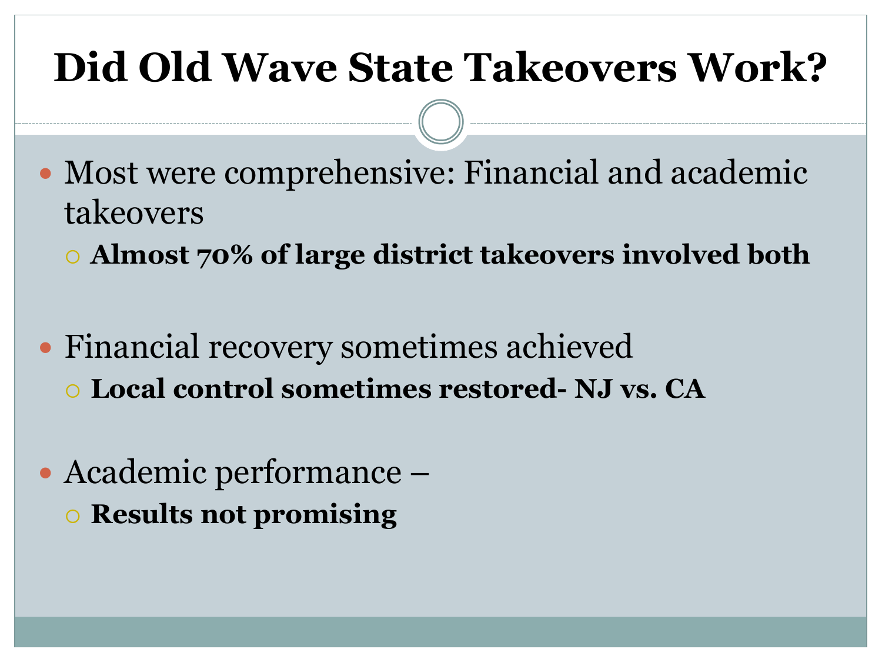# Did Old Wave State Takeovers Work?

- Most were comprehensive: Financial and academic takeovers
  - **Almost 70% of large district takeovers involved both**

- Financial recovery sometimes achieved
  - **Local control sometimes restored- NJ vs. CA**

- Academic performance –
  - **Results not promising**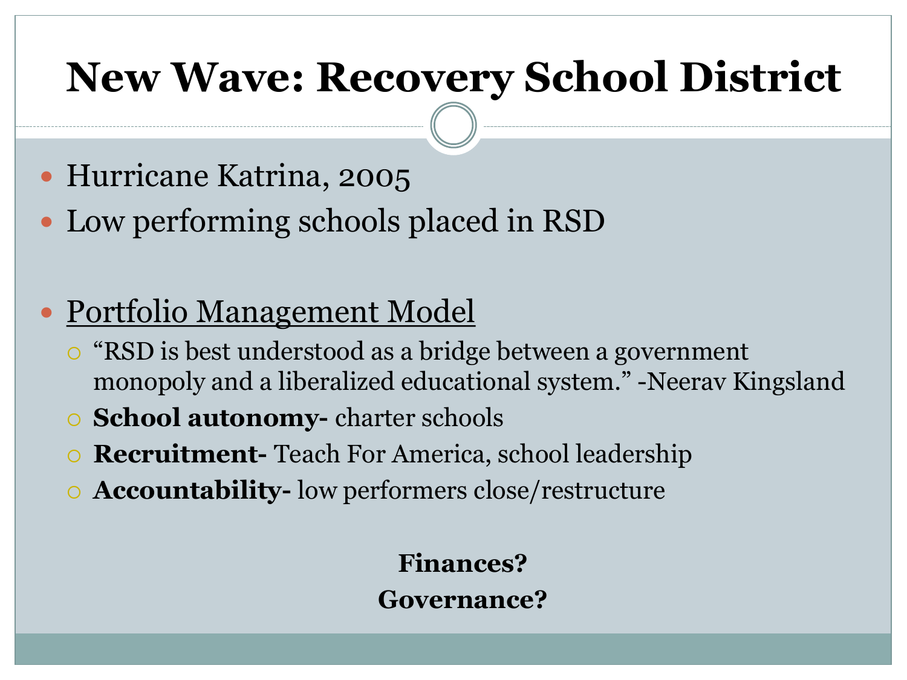# New Wave: Recovery School District

- Hurricane Katrina, 2005
- Low performing schools placed in RSD

- Portfolio Management Model
  - "RSD is best understood as a bridge between a government monopoly and a liberalized educational system." -Neerav Kingsland
  - **School autonomy-** charter schools
  - **Recruitment-** Teach For America, school leadership
  - **Accountability-** low performers close/restructure

**Finances?**

**Governance?**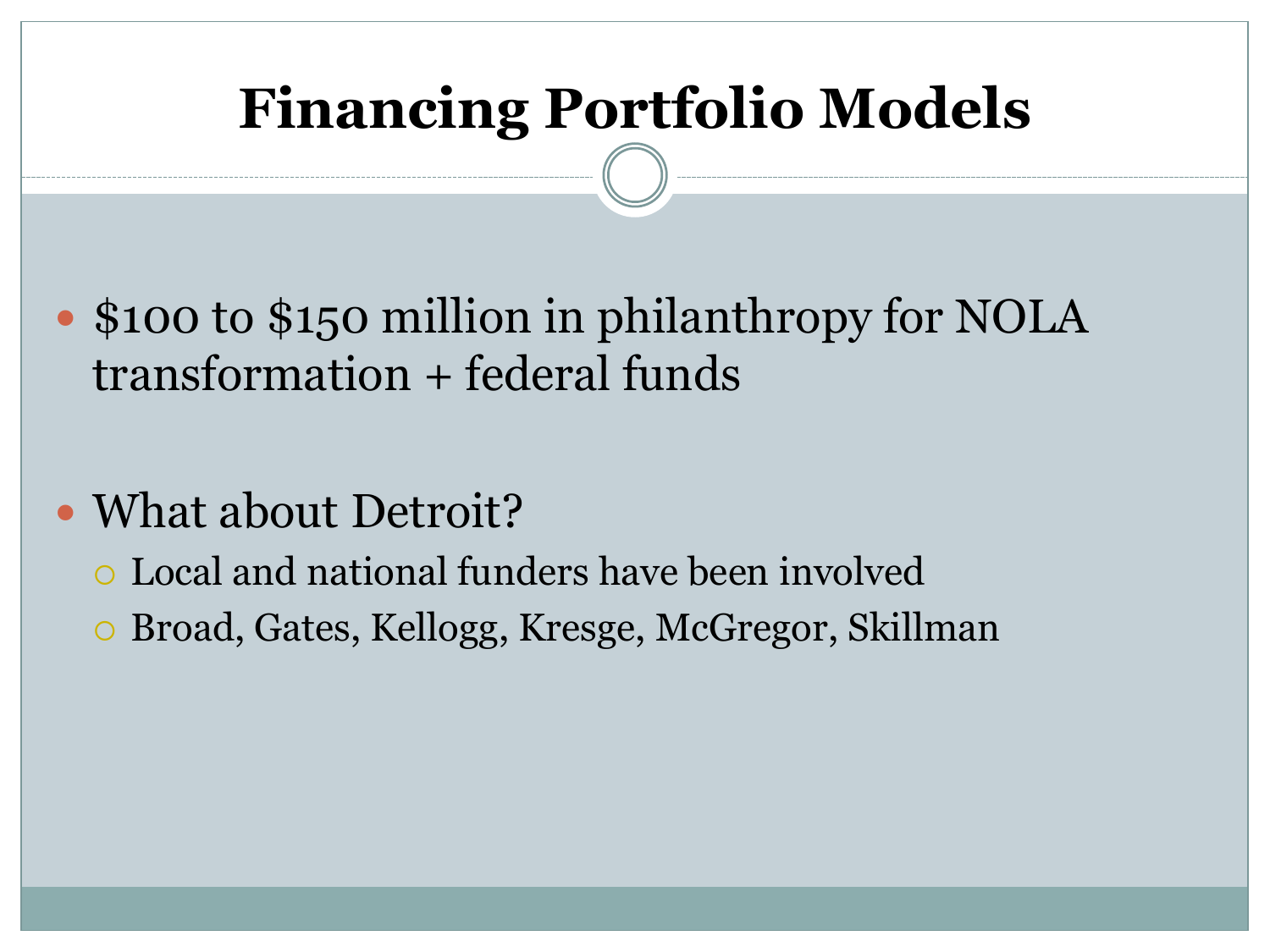# Financing Portfolio Models

- $100 to $150 million in philanthropy for NOLA transformation + federal funds
- What about Detroit?
  - Local and national funders have been involved
  - Broad, Gates, Kellogg, Kresge, McGregor, Skillman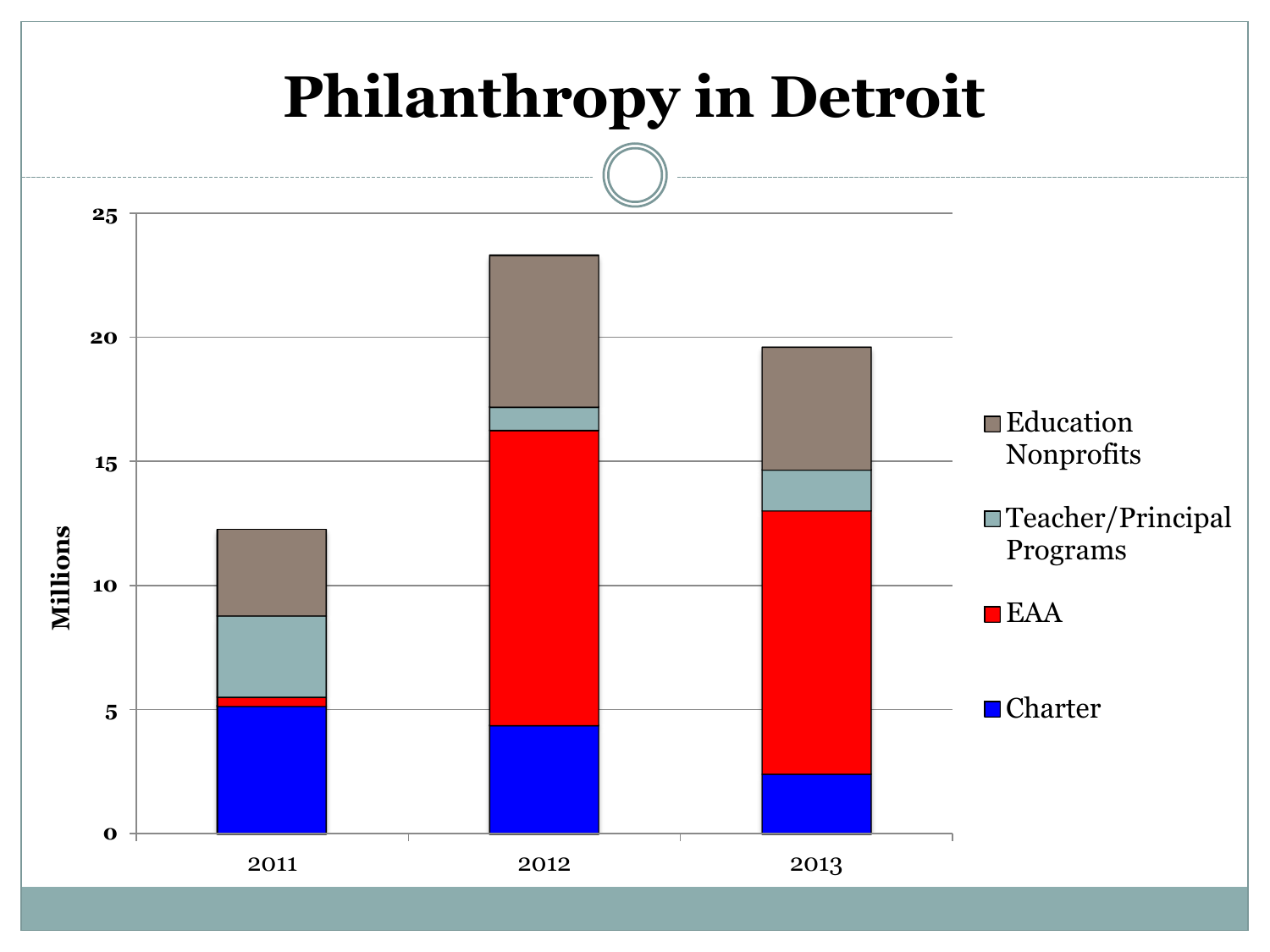# Philanthropy in Detroit

Millions

| | 2011 | 2012 | 2013 |
|---|---|---|---|
| Education Nonprofits | | | |
| Teacher/Principal Programs | | | |
| EAA | | | |
| Charter | | | |

Y-axis: 0, 5, 10, 15, 20, 25

X-axis: 2011, 2012, 2013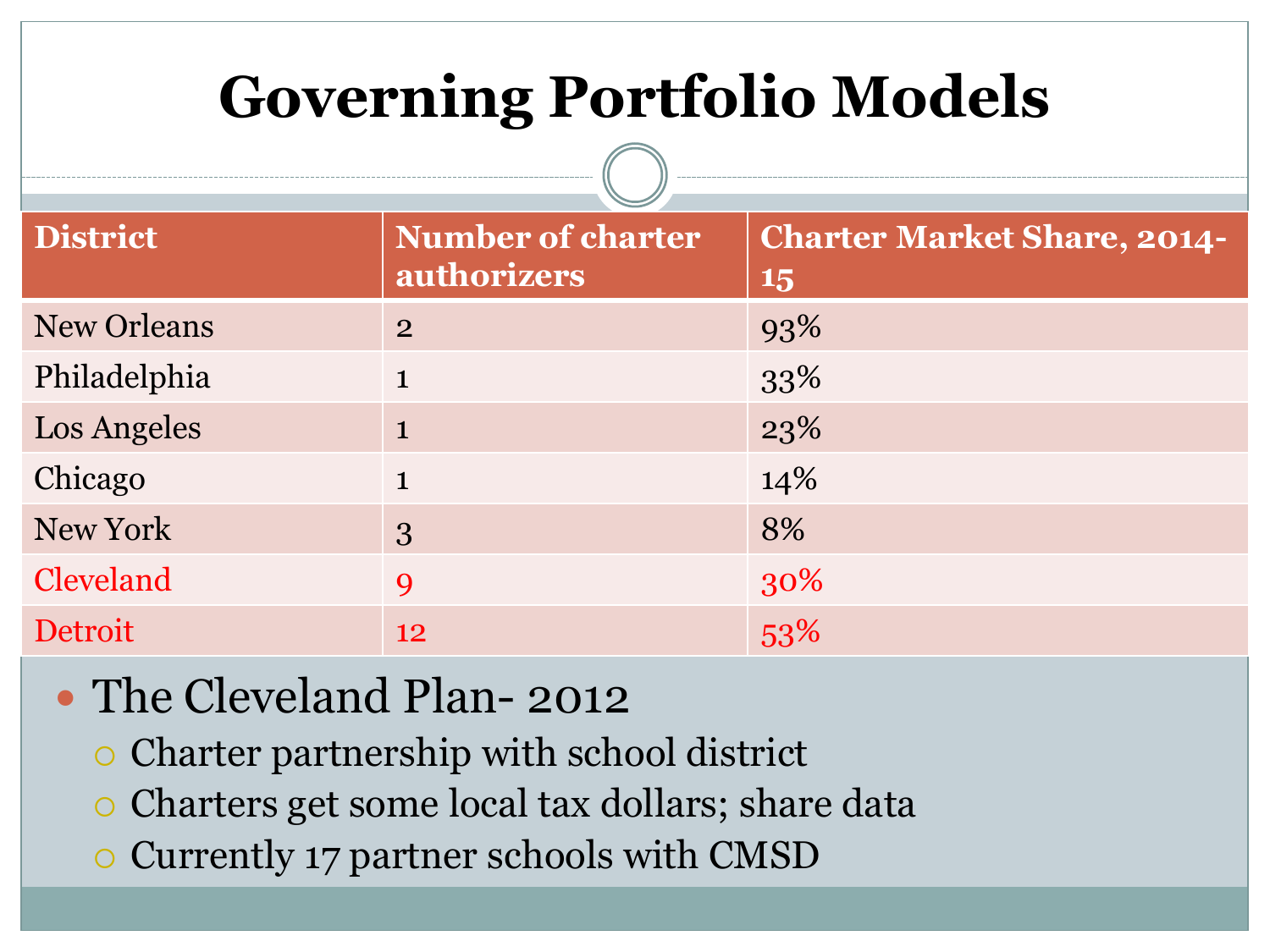# Governing Portfolio Models

| District | Number of charter authorizers | Charter Market Share, 2014-15 |
| --- | --- | --- |
| New Orleans | 2 | 93% |
| Philadelphia | 1 | 33% |
| Los Angeles | 1 | 23% |
| Chicago | 1 | 14% |
| New York | 3 | 8% |
| Cleveland | 9 | 30% |
| Detroit | 12 | 53% |

- The Cleveland Plan- 2012
  - Charter partnership with school district
  - Charters get some local tax dollars; share data
  - Currently 17 partner schools with CMSD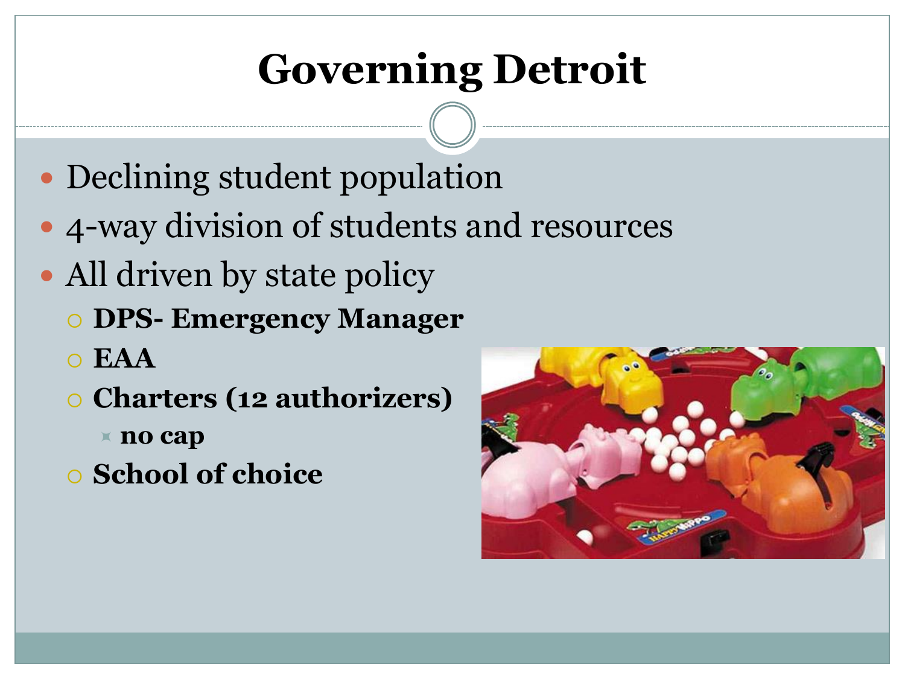# Governing Detroit

- Declining student population
- 4-way division of students and resources
- All driven by state policy
  - **DPS- Emergency Manager**
  - **EAA**
  - **Charters (12 authorizers)**
    - **no cap**
  - **School of choice**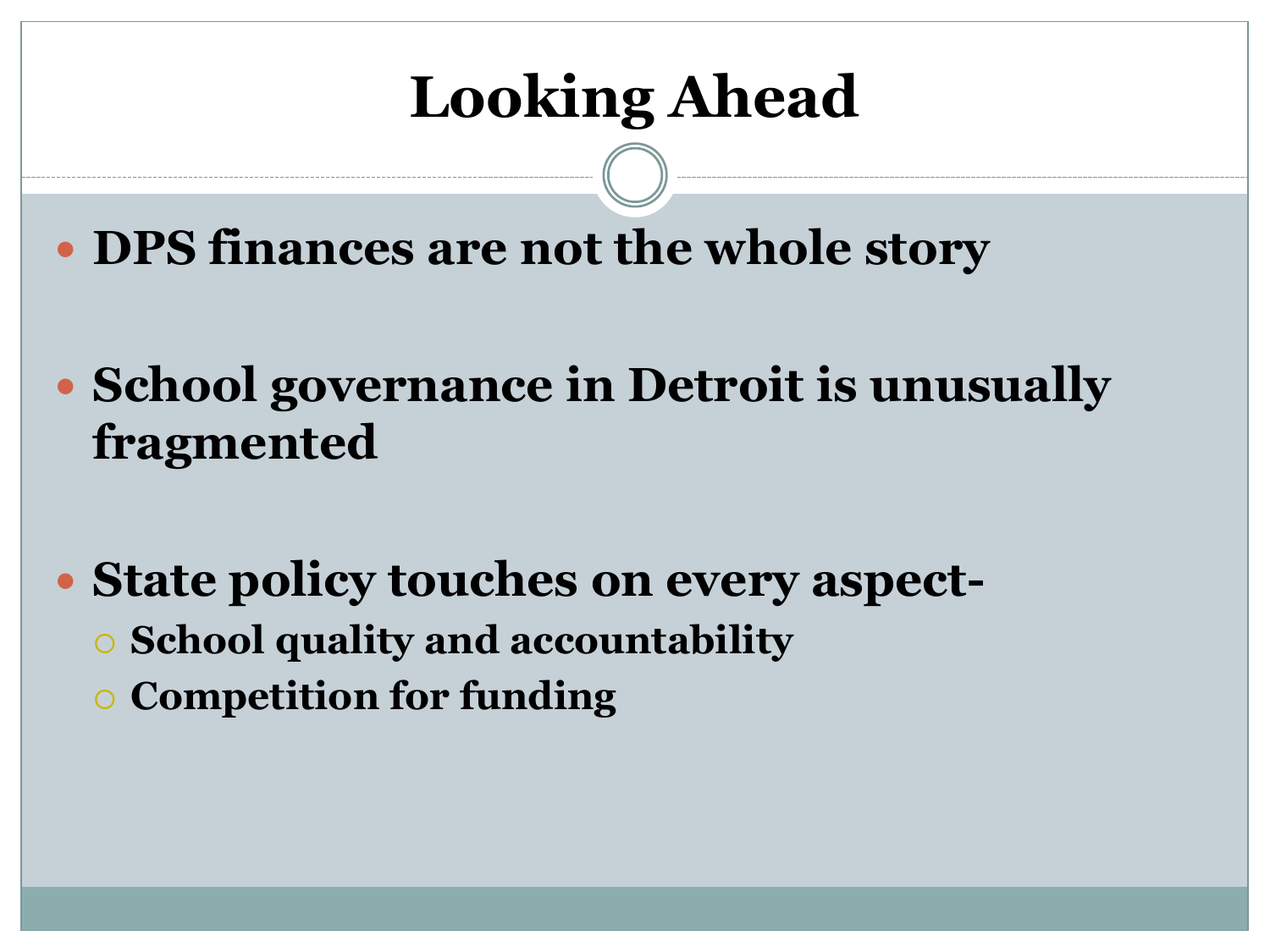# Looking Ahead

- **DPS finances are not the whole story**
- **School governance in Detroit is unusually fragmented**
- **State policy touches on every aspect-**
  - **School quality and accountability**
  - **Competition for funding**